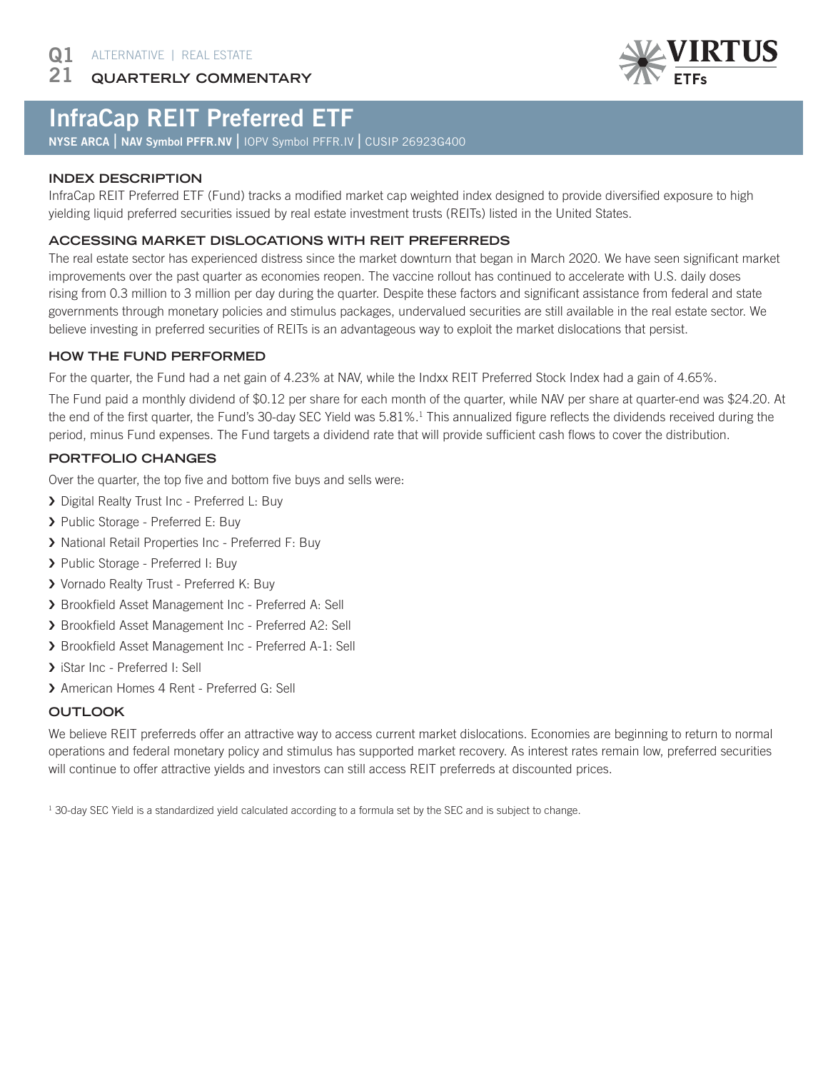Q1 21 ALTERNATIVE | REAL ESTATE

QUARTERLY COMMENTARY

# InfraCap REIT Preferred ETF

**NYSE ARCA | NAV Symbol PFFR.NV** | IOPV Symbol PFFR.IV | CUSIP 26923G400

## INDEX DESCRIPTION

InfraCap REIT Preferred ETF (Fund) tracks a modified market cap weighted index designed to provide diversified exposure to high yielding liquid preferred securities issued by real estate investment trusts (REITs) listed in the United States.

## ACCESSING MARKET DISLOCATIONS WITH REIT PREFERREDS

The real estate sector has experienced distress since the market downturn that began in March 2020. We have seen significant market improvements over the past quarter as economies reopen. The vaccine rollout has continued to accelerate with U.S. daily doses rising from 0.3 million to 3 million per day during the quarter. Despite these factors and significant assistance from federal and state governments through monetary policies and stimulus packages, undervalued securities are still available in the real estate sector. We believe investing in preferred securities of REITs is an advantageous way to exploit the market dislocations that persist.

## HOW THE FUND PERFORMED

For the quarter, the Fund had a net gain of 4.23% at NAV, while the Indxx REIT Preferred Stock Index had a gain of 4.65%.

The Fund paid a monthly dividend of $0.12 per share for each month of the quarter, while NAV per share at quarter-end was $24.20. At the end of the first quarter, the Fund's 30-day SEC Yield was 5.81%.[1] This annualized figure reflects the dividends received during the period, minus Fund expenses. The Fund targets a dividend rate that will provide sufficient cash flows to cover the distribution.

## PORTFOLIO CHANGES

Over the quarter, the top five and bottom five buys and sells were:

- Digital Realty Trust Inc - Preferred L: Buy
- Public Storage - Preferred E: Buy
- National Retail Properties Inc - Preferred F: Buy
- Public Storage - Preferred I: Buy
- Vornado Realty Trust - Preferred K: Buy
- Brookfield Asset Management Inc - Preferred A: Sell
- Brookfield Asset Management Inc - Preferred A2: Sell
- Brookfield Asset Management Inc - Preferred A-1: Sell
- iStar Inc - Preferred I: Sell
- American Homes 4 Rent - Preferred G: Sell

## OUTLOOK

We believe REIT preferreds offer an attractive way to access current market dislocations. Economies are beginning to return to normal operations and federal monetary policy and stimulus has supported market recovery. As interest rates remain low, preferred securities will continue to offer attractive yields and investors can still access REIT preferreds at discounted prices.

[1] 30-day SEC Yield is a standardized yield calculated according to a formula set by the SEC and is subject to change.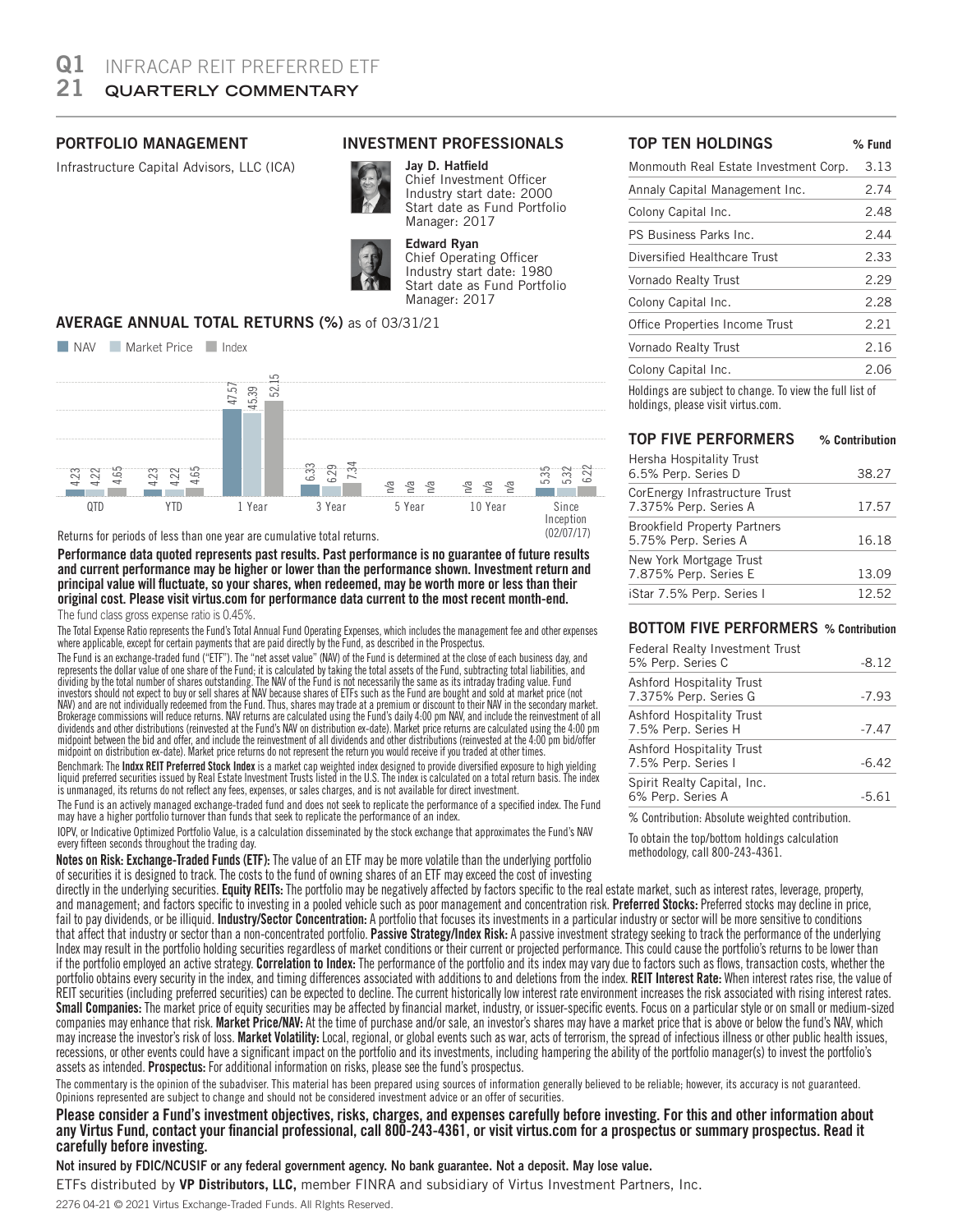# Q1 21 INFRACAP REIT PREFERRED ETF
## QUARTERLY COMMENTARY

### PORTFOLIO MANAGEMENT

Infrastructure Capital Advisors, LLC (ICA)

### INVESTMENT PROFESSIONALS

**Jay D. Hatfield**
Chief Investment Officer
Industry start date: 2000
Start date as Fund Portfolio Manager: 2017

**Edward Ryan**
Chief Operating Officer
Industry start date: 1980
Start date as Fund Portfolio Manager: 2017

### AVERAGE ANNUAL TOTAL RETURNS (%) as of 03/31/21

NAV  Market Price  Index

QTD: 4.23 4.22 4.65
YTD: 4.23 4.22 4.65
1 Year: 47.57 45.39 52.15
3 Year: 6.33 6.29 7.34
5 Year: n/a n/a n/a
10 Year: n/a n/a n/a
Since Inception (02/07/17): 5.35 5.32 6.22

Returns for periods of less than one year are cumulative total returns.

**Performance data quoted represents past results. Past performance is no guarantee of future results and current performance may be higher or lower than the performance shown. Investment return and principal value will fluctuate, so your shares, when redeemed, may be worth more or less than their original cost. Please visit virtus.com for performance data current to the most recent month-end.**

The fund class gross expense ratio is 0.45%.

The Total Expense Ratio represents the Fund's Total Annual Fund Operating Expenses, which includes the management fee and other expenses where applicable, except for certain payments that are paid directly by the Fund, as described in the Prospectus.

The Fund is an exchange-traded fund ("ETF"). The "net asset value" (NAV) of the Fund is determined at the close of each business day, and represents the dollar value of one share of the Fund; it is calculated by taking the total assets of the Fund, subtracting total liabilities, and dividing by the total number of shares outstanding. The NAV of the Fund is not necessarily the same as its intraday trading value. Fund investors should not expect to buy or sell shares at NAV because shares of ETFs such as the Fund are bought and sold at market price (not NAV) and are not individually redeemed from the Fund. Thus, shares may trade at a premium or discount to their NAV in the secondary market. Brokerage commissions will reduce returns. NAV returns are calculated using the Fund's daily 4:00 pm NAV, and include the reinvestment of all dividends and other distributions (reinvested at the Fund's NAV on distribution ex-date). Market price returns are calculated using the 4:00 pm midpoint between the bid and offer, and include the reinvestment of all dividends and other distributions (reinvested at the 4:00 pm bid/offer midpoint on distribution ex-date). Market price returns do not represent the return you would receive if you traded at other times.

Benchmark: The **Indxx REIT Preferred Stock Index** is a market cap weighted index designed to provide diversified exposure to high yielding liquid preferred securities issued by Real Estate Investment Trusts listed in the U.S. The index is calculated on a total return basis. The index is unmanaged, its returns do not reflect any fees, expenses, or sales charges, and is not available for direct investment.

The Fund is an actively managed exchange-traded fund and does not seek to replicate the performance of a specified index. The Fund may have a higher portfolio turnover than funds that seek to replicate the performance of an index.

IOPV, or Indicative Optimized Portfolio Value, is a calculation disseminated by the stock exchange that approximates the Fund's NAV every fifteen seconds throughout the trading day.

### TOP TEN HOLDINGS

| TOP TEN HOLDINGS | % Fund |
|---|---|
| Monmouth Real Estate Investment Corp. | 3.13 |
| Annaly Capital Management Inc. | 2.74 |
| Colony Capital Inc. | 2.48 |
| PS Business Parks Inc. | 2.44 |
| Diversified Healthcare Trust | 2.33 |
| Vornado Realty Trust | 2.29 |
| Colony Capital Inc. | 2.28 |
| Office Properties Income Trust | 2.21 |
| Vornado Realty Trust | 2.16 |
| Colony Capital Inc. | 2.06 |

Holdings are subject to change. To view the full list of holdings, please visit virtus.com.

### TOP FIVE PERFORMERS

| TOP FIVE PERFORMERS | % Contribution |
|---|---|
| Hersha Hospitality Trust 6.5% Perp. Series D | 38.27 |
| CorEnergy Infrastructure Trust 7.375% Perp. Series A | 17.57 |
| Brookfield Property Partners 5.75% Perp. Series A | 16.18 |
| New York Mortgage Trust 7.875% Perp. Series E | 13.09 |
| iStar 7.5% Perp. Series I | 12.52 |

### BOTTOM FIVE PERFORMERS

| BOTTOM FIVE PERFORMERS | % Contribution |
|---|---|
| Federal Realty Investment Trust 5% Perp. Series C | -8.12 |
| Ashford Hospitality Trust 7.375% Perp. Series G | -7.93 |
| Ashford Hospitality Trust 7.5% Perp. Series H | -7.47 |
| Ashford Hospitality Trust 7.5% Perp. Series I | -6.42 |
| Spirit Realty Capital, Inc. 6% Perp. Series A | -5.61 |

% Contribution: Absolute weighted contribution.

To obtain the top/bottom holdings calculation methodology, call 800-243-4361.

**Notes on Risk: Exchange-Traded Funds (ETF):** The value of an ETF may be more volatile than the underlying portfolio of securities it is designed to track. The costs to the fund of owning shares of an ETF may exceed the cost of investing directly in the underlying securities. **Equity REITs:** The portfolio may be negatively affected by factors specific to the real estate market, such as interest rates, leverage, property, and management; and factors specific to investing in a pooled vehicle such as poor management and concentration risk. **Preferred Stocks:** Preferred stocks may decline in price, fail to pay dividends, or be illiquid. **Industry/Sector Concentration:** A portfolio that focuses its investments in a particular industry or sector will be more sensitive to conditions that affect that industry or sector than a non-concentrated portfolio. **Passive Strategy/Index Risk:** A passive investment strategy seeking to track the performance of the underlying Index may result in the portfolio holding securities regardless of market conditions or their current or projected performance. This could cause the portfolio's returns to be lower than if the portfolio employed an active strategy. **Correlation to Index:** The performance of the portfolio and its index may vary due to factors such as flows, transaction costs, whether the portfolio obtains every security in the index, and timing differences associated with additions to and deletions from the index. **REIT Interest Rate:** When interest rates rise, the value of REIT securities (including preferred securities) can be expected to decline. The current historically low interest rate environment increases the risk associated with rising interest rates. **Small Companies:** The market price of equity securities may be affected by financial market, industry, or issuer-specific events. Focus on a particular style or on small or medium-sized companies may enhance that risk. **Market Price/NAV:** At the time of purchase and/or sale, an investor's shares may have a market price that is above or below the fund's NAV, which may increase the investor's risk of loss. **Market Volatility:** Local, regional, or global events such as war, acts of terrorism, the spread of infectious illness or other public health issues, recessions, or other events could have a significant impact on the portfolio and its investments, including hampering the ability of the portfolio manager(s) to invest the portfolio's assets as intended. **Prospectus:** For additional information on risks, please see the fund's prospectus.

The commentary is the opinion of the subadviser. This material has been prepared using sources of information generally believed to be reliable; however, its accuracy is not guaranteed. Opinions represented are subject to change and should not be considered investment advice or an offer of securities.

**Please consider a Fund's investment objectives, risks, charges, and expenses carefully before investing. For this and other information about any Virtus Fund, contact your financial professional, call 800-243-4361, or visit virtus.com for a prospectus or summary prospectus. Read it carefully before investing.**

**Not insured by FDIC/NCUSIF or any federal government agency. No bank guarantee. Not a deposit. May lose value.**

ETFs distributed by **VP Distributors, LLC,** member FINRA and subsidiary of Virtus Investment Partners, Inc.

2276 04-21 © 2021 Virtus Exchange-Traded Funds. All RIghts Reserved.